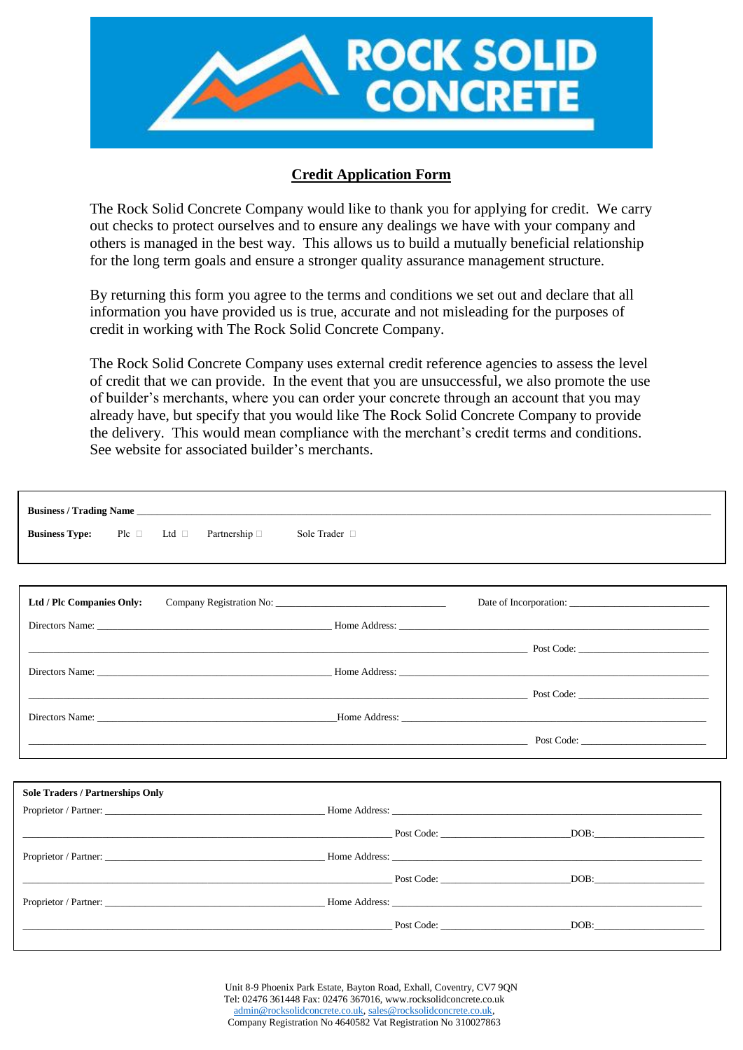ROCK SOLID CONCRETE

## Credit Application Form

The Rock Solid Concrete Company would like to thank you for applying for credit. We carry out checks to protect ourselves and to ensure any dealings we have with your company and others is managed in the best way. This allows us to build a mutually beneficial relationship for the long term goals and ensure a stronger quality assurance management structure.

By returning this form you agree to the terms and conditions we set out and declare that all information you have provided us is true, accurate and not misleading for the purposes of credit in working with The Rock Solid Concrete Company.

The Rock Solid Concrete Company uses external credit reference agencies to assess the level of credit that we can provide. In the event that you are unsuccessful, we also promote the use of builder's merchants, where you can order your concrete through an account that you may already have, but specify that you would like The Rock Solid Concrete Company to provide the delivery. This would mean compliance with the merchant's credit terms and conditions. See website for associated builder's merchants.

**Business / Trading Name** ______________________________

**Business Type:** Plc ☐ Ltd ☐ Partnership ☐ Sole Trader ☐

**Ltd / Plc Companies Only:** Company Registration No: ____________________ Date of Incorporation: ____________________

Directors Name: ____________________ Home Address: ____________________

____________________ Post Code: ____________________

Directors Name: ____________________ Home Address: ____________________

____________________ Post Code: ____________________

Directors Name: ____________________ Home Address: ____________________

____________________ Post Code: ____________________

**Sole Traders / Partnerships Only**

Proprietor / Partner: ____________________ Home Address: ____________________

____________________ Post Code: ____________________ DOB: ____________________

Proprietor / Partner: ____________________ Home Address: ____________________

____________________ Post Code: ____________________ DOB: ____________________

Proprietor / Partner: ____________________ Home Address: ____________________

____________________ Post Code: ____________________ DOB: ____________________

Unit 8-9 Phoenix Park Estate, Bayton Road, Exhall, Coventry, CV7 9QN
Tel: 02476 361448 Fax: 02476 367016, www.rocksolidconcrete.co.uk
admin@rocksolidconcrete.co.uk, sales@rocksolidconcrete.co.uk,
Company Registration No 4640582 Vat Registration No 310027863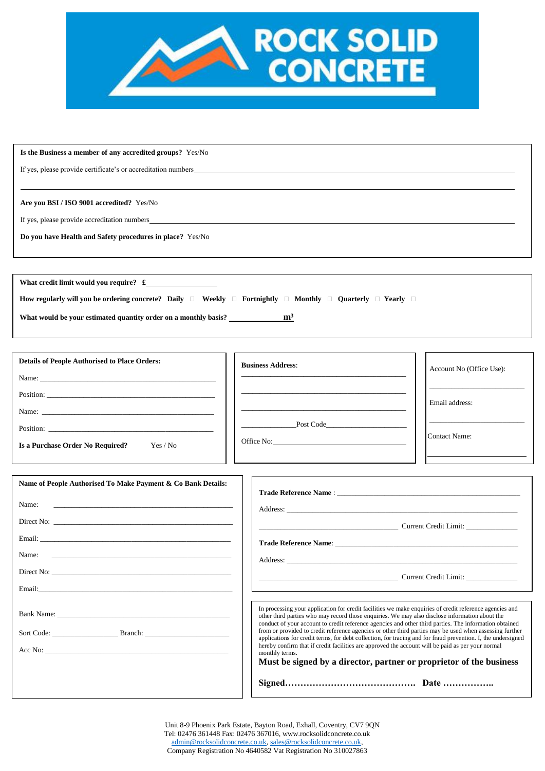ROCK SOLID CONCRETE

**Is the Business a member of any accredited groups?** Yes/No

If yes, please provide certificate's or accreditation numbers\_\_\_\_\_\_\_\_\_\_\_\_\_\_\_\_\_\_\_\_\_\_\_\_\_\_\_\_\_\_\_\_\_\_\_\_\_\_\_\_

\_\_\_\_\_\_\_\_\_\_\_\_\_\_\_\_\_\_\_\_\_\_\_\_\_\_\_\_\_\_\_\_\_\_\_\_\_\_\_\_\_\_\_\_\_\_\_\_\_\_\_\_\_\_\_\_\_\_\_\_\_\_\_\_\_\_\_\_\_\_\_\_\_\_\_\_\_\_

**Are you BSI / ISO 9001 accredited?** Yes/No

If yes, please provide accreditation numbers\_\_\_\_\_\_\_\_\_\_\_\_\_\_\_\_\_\_\_\_\_\_\_\_\_\_\_\_\_\_\_\_\_\_\_\_\_\_\_\_\_\_\_\_\_\_

**Do you have Health and Safety procedures in place?** Yes/No

---

**What credit limit would you require? £**\_\_\_\_\_\_\_\_\_\_\_\_\_\_\_\_\_\_

**How regularly will you be ordering concrete? Daily** ☐ **Weekly** ☐ **Fortnightly** ☐ **Monthly** ☐ **Quarterly** ☐ **Yearly** ☐

**What would be your estimated quantity order on a monthly basis?** \_\_\_\_\_\_\_\_\_\_\_\_\_ **m³**

---

**Details of People Authorised to Place Orders:**

Name: \_\_\_\_\_\_\_\_\_\_\_\_\_\_\_\_\_\_\_\_\_\_\_\_\_\_\_\_\_\_\_\_\_\_\_\_\_\_\_\_

Position: \_\_\_\_\_\_\_\_\_\_\_\_\_\_\_\_\_\_\_\_\_\_\_\_\_\_\_\_\_\_\_\_\_\_\_\_\_\_\_\_

Name: \_\_\_\_\_\_\_\_\_\_\_\_\_\_\_\_\_\_\_\_\_\_\_\_\_\_\_\_\_\_\_\_\_\_\_\_\_\_\_\_

Position: \_\_\_\_\_\_\_\_\_\_\_\_\_\_\_\_\_\_\_\_\_\_\_\_\_\_\_\_\_\_\_\_\_\_\_\_\_\_\_\_

**Is a Purchase Order No Required?** Yes / No

**Business Address**:

\_\_\_\_\_\_\_\_\_\_\_\_\_\_\_\_\_\_\_\_\_\_\_\_\_\_\_\_\_\_\_\_\_\_\_\_\_\_\_\_

\_\_\_\_\_\_\_\_\_\_\_\_\_\_\_\_\_\_\_\_\_\_\_\_\_\_\_\_\_\_\_\_\_\_\_\_\_\_\_\_

\_\_\_\_\_\_\_\_\_\_\_\_\_\_\_\_\_\_\_\_\_\_\_\_\_\_\_\_\_\_\_\_\_\_\_\_\_\_\_\_

\_\_\_\_\_\_\_\_\_\_\_\_\_\_Post Code\_\_\_\_\_\_\_\_\_\_\_\_\_\_\_\_\_\_\_\_\_

Office No:\_\_\_\_\_\_\_\_\_\_\_\_\_\_\_\_\_\_\_\_\_\_\_\_\_\_\_\_\_\_\_\_\_\_

Account No (Office Use):

\_\_\_\_\_\_\_\_\_\_\_\_\_\_\_\_\_\_\_\_\_\_\_\_\_\_

Email address:

\_\_\_\_\_\_\_\_\_\_\_\_\_\_\_\_\_\_\_\_\_\_\_\_\_\_

Contact Name:

\_\_\_\_\_\_\_\_\_\_\_\_\_\_\_\_\_\_\_\_\_\_\_\_\_\_

---

**Name of People Authorised To Make Payment & Co Bank Details:**

Name: \_\_\_\_\_\_\_\_\_\_\_\_\_\_\_\_\_\_\_\_\_\_\_\_\_\_\_\_\_\_\_\_\_\_\_\_\_\_\_\_\_\_\_\_

Direct No: \_\_\_\_\_\_\_\_\_\_\_\_\_\_\_\_\_\_\_\_\_\_\_\_\_\_\_\_\_\_\_\_\_\_\_\_\_\_\_\_\_\_\_\_

Email: \_\_\_\_\_\_\_\_\_\_\_\_\_\_\_\_\_\_\_\_\_\_\_\_\_\_\_\_\_\_\_\_\_\_\_\_\_\_\_\_\_\_\_\_

Name: \_\_\_\_\_\_\_\_\_\_\_\_\_\_\_\_\_\_\_\_\_\_\_\_\_\_\_\_\_\_\_\_\_\_\_\_\_\_\_\_\_\_\_\_

Direct No: \_\_\_\_\_\_\_\_\_\_\_\_\_\_\_\_\_\_\_\_\_\_\_\_\_\_\_\_\_\_\_\_\_\_\_\_\_\_\_\_\_\_\_\_

Email:\_\_\_\_\_\_\_\_\_\_\_\_\_\_\_\_\_\_\_\_\_\_\_\_\_\_\_\_\_\_\_\_\_\_\_\_\_\_\_\_\_\_\_\_

Bank Name: \_\_\_\_\_\_\_\_\_\_\_\_\_\_\_\_\_\_\_\_\_\_\_\_\_\_\_\_\_\_\_\_\_\_\_\_\_\_\_\_

Sort Code: \_\_\_\_\_\_\_\_\_\_\_\_\_\_\_\_\_ Branch: \_\_\_\_\_\_\_\_\_\_\_\_\_\_\_\_\_\_\_\_\_\_

Acc No: \_\_\_\_\_\_\_\_\_\_\_\_\_\_\_\_\_\_\_\_\_\_\_\_\_\_\_\_\_\_\_\_\_\_\_\_\_\_\_\_\_\_\_\_

**Trade Reference Name** : \_\_\_\_\_\_\_\_\_\_\_\_\_\_\_\_\_\_\_\_\_\_\_\_\_\_\_\_\_\_\_\_\_\_\_\_\_\_\_\_\_\_\_\_

Address: \_\_\_\_\_\_\_\_\_\_\_\_\_\_\_\_\_\_\_\_\_\_\_\_\_\_\_\_\_\_\_\_\_\_\_\_\_\_\_\_\_\_\_\_\_\_\_\_\_\_\_\_

\_\_\_\_\_\_\_\_\_\_\_\_\_\_\_\_\_\_\_\_\_\_\_\_\_\_\_\_\_\_\_\_\_\_\_\_ Current Credit Limit: \_\_\_\_\_\_\_\_\_\_\_\_\_

**Trade Reference Name**: \_\_\_\_\_\_\_\_\_\_\_\_\_\_\_\_\_\_\_\_\_\_\_\_\_\_\_\_\_\_\_\_\_\_\_\_\_\_\_\_\_\_\_\_

Address: \_\_\_\_\_\_\_\_\_\_\_\_\_\_\_\_\_\_\_\_\_\_\_\_\_\_\_\_\_\_\_\_\_\_\_\_\_\_\_\_\_\_\_\_\_\_\_\_\_\_\_\_

\_\_\_\_\_\_\_\_\_\_\_\_\_\_\_\_\_\_\_\_\_\_\_\_\_\_\_\_\_\_\_\_\_\_\_\_ Current Credit Limit: \_\_\_\_\_\_\_\_\_\_\_\_\_

In processing your application for credit facilities we make enquiries of credit reference agencies and other third parties who may record those enquiries. We may also disclose information about the conduct of your account to credit reference agencies and other third parties. The information obtained from or provided to credit reference agencies or other third parties may be used when assessing further applications for credit terms, for debt collection, for tracing and for fraud prevention. I, the undersigned hereby confirm that if credit facilities are approved the account will be paid as per your normal monthly terms.

**Must be signed by a director, partner or proprietor of the business**

**Signed……………………………………. Date ……………..**

---

Unit 8-9 Phoenix Park Estate, Bayton Road, Exhall, Coventry, CV7 9QN
Tel: 02476 361448 Fax: 02476 367016, www.rocksolidconcrete.co.uk
admin@rocksolidconcrete.co.uk, sales@rocksolidconcrete.co.uk,
Company Registration No 4640582 Vat Registration No 310027863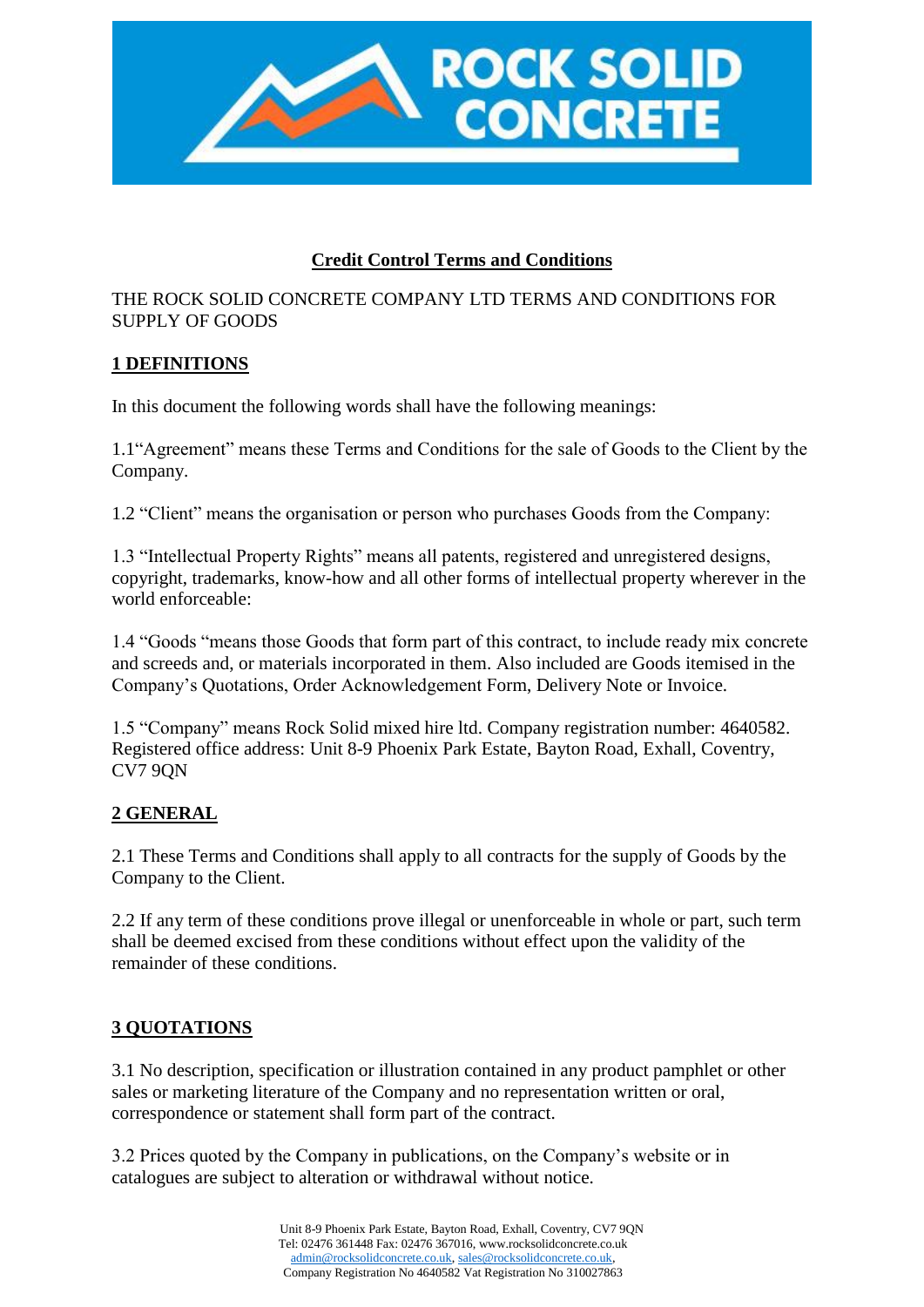## Credit Control Terms and Conditions

THE ROCK SOLID CONCRETE COMPANY LTD TERMS AND CONDITIONS FOR SUPPLY OF GOODS

### 1 DEFINITIONS

In this document the following words shall have the following meanings:

1.1"Agreement" means these Terms and Conditions for the sale of Goods to the Client by the Company.

1.2 "Client" means the organisation or person who purchases Goods from the Company:

1.3 "Intellectual Property Rights" means all patents, registered and unregistered designs, copyright, trademarks, know-how and all other forms of intellectual property wherever in the world enforceable:

1.4 "Goods "means those Goods that form part of this contract, to include ready mix concrete and screeds and, or materials incorporated in them. Also included are Goods itemised in the Company's Quotations, Order Acknowledgement Form, Delivery Note or Invoice.

1.5 "Company" means Rock Solid mixed hire ltd. Company registration number: 4640582. Registered office address: Unit 8-9 Phoenix Park Estate, Bayton Road, Exhall, Coventry, CV7 9QN

### 2 GENERAL

2.1 These Terms and Conditions shall apply to all contracts for the supply of Goods by the Company to the Client.

2.2 If any term of these conditions prove illegal or unenforceable in whole or part, such term shall be deemed excised from these conditions without effect upon the validity of the remainder of these conditions.

### 3 QUOTATIONS

3.1 No description, specification or illustration contained in any product pamphlet or other sales or marketing literature of the Company and no representation written or oral, correspondence or statement shall form part of the contract.

3.2 Prices quoted by the Company in publications, on the Company's website or in catalogues are subject to alteration or withdrawal without notice.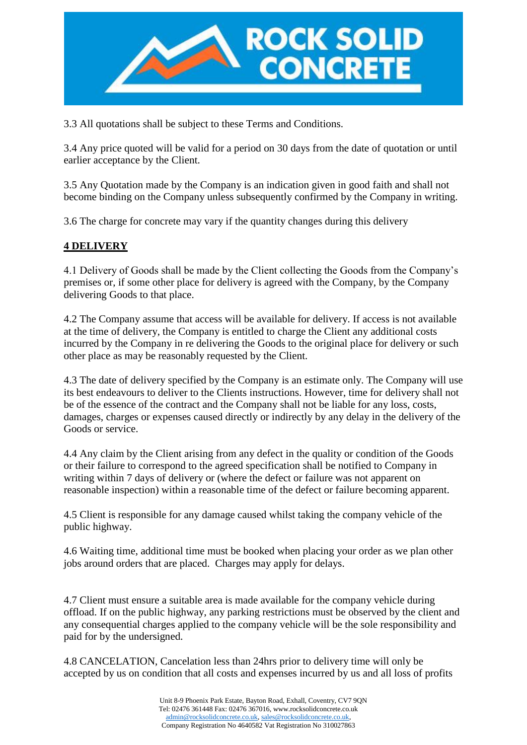3.3 All quotations shall be subject to these Terms and Conditions.

3.4 Any price quoted will be valid for a period on 30 days from the date of quotation or until earlier acceptance by the Client.

3.5 Any Quotation made by the Company is an indication given in good faith and shall not become binding on the Company unless subsequently confirmed by the Company in writing.

3.6 The charge for concrete may vary if the quantity changes during this delivery

## 4 DELIVERY

4.1 Delivery of Goods shall be made by the Client collecting the Goods from the Company's premises or, if some other place for delivery is agreed with the Company, by the Company delivering Goods to that place.

4.2 The Company assume that access will be available for delivery. If access is not available at the time of delivery, the Company is entitled to charge the Client any additional costs incurred by the Company in re delivering the Goods to the original place for delivery or such other place as may be reasonably requested by the Client.

4.3 The date of delivery specified by the Company is an estimate only. The Company will use its best endeavours to deliver to the Clients instructions. However, time for delivery shall not be of the essence of the contract and the Company shall not be liable for any loss, costs, damages, charges or expenses caused directly or indirectly by any delay in the delivery of the Goods or service.

4.4 Any claim by the Client arising from any defect in the quality or condition of the Goods or their failure to correspond to the agreed specification shall be notified to Company in writing within 7 days of delivery or (where the defect or failure was not apparent on reasonable inspection) within a reasonable time of the defect or failure becoming apparent.

4.5 Client is responsible for any damage caused whilst taking the company vehicle of the public highway.

4.6 Waiting time, additional time must be booked when placing your order as we plan other jobs around orders that are placed. Charges may apply for delays.

4.7 Client must ensure a suitable area is made available for the company vehicle during offload. If on the public highway, any parking restrictions must be observed by the client and any consequential charges applied to the company vehicle will be the sole responsibility and paid for by the undersigned.

4.8 CANCELATION, Cancelation less than 24hrs prior to delivery time will only be accepted by us on condition that all costs and expenses incurred by us and all loss of profits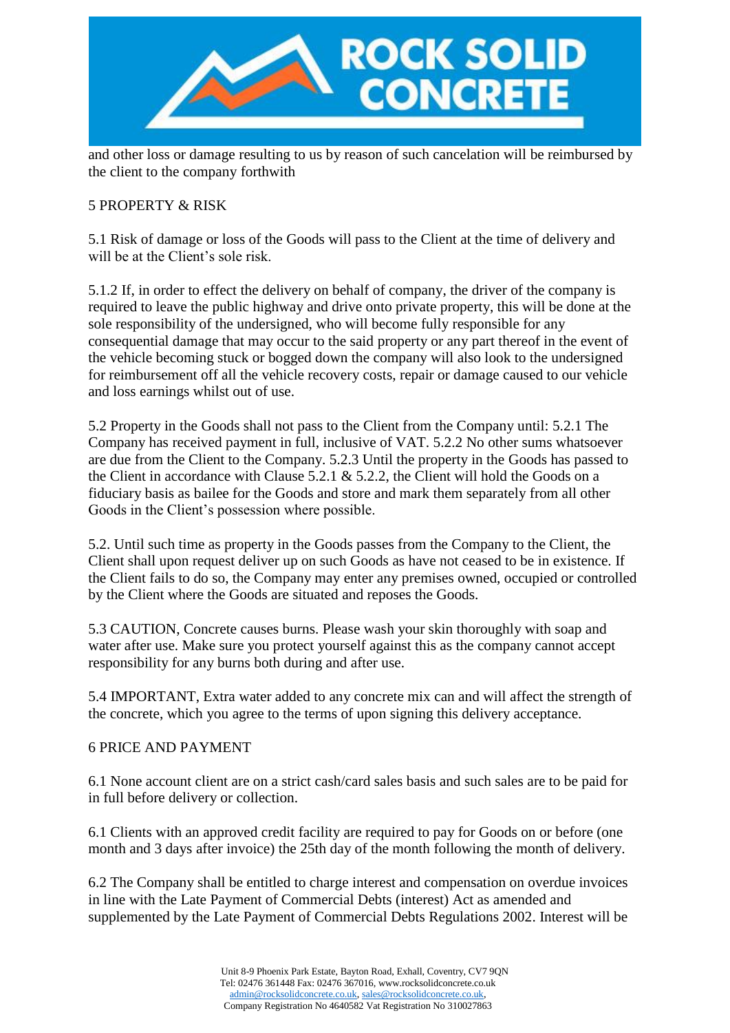and other loss or damage resulting to us by reason of such cancelation will be reimbursed by the client to the company forthwith

## 5 PROPERTY & RISK

5.1 Risk of damage or loss of the Goods will pass to the Client at the time of delivery and will be at the Client's sole risk.

5.1.2 If, in order to effect the delivery on behalf of company, the driver of the company is required to leave the public highway and drive onto private property, this will be done at the sole responsibility of the undersigned, who will become fully responsible for any consequential damage that may occur to the said property or any part thereof in the event of the vehicle becoming stuck or bogged down the company will also look to the undersigned for reimbursement off all the vehicle recovery costs, repair or damage caused to our vehicle and loss earnings whilst out of use.

5.2 Property in the Goods shall not pass to the Client from the Company until: 5.2.1 The Company has received payment in full, inclusive of VAT. 5.2.2 No other sums whatsoever are due from the Client to the Company. 5.2.3 Until the property in the Goods has passed to the Client in accordance with Clause 5.2.1 & 5.2.2, the Client will hold the Goods on a fiduciary basis as bailee for the Goods and store and mark them separately from all other Goods in the Client's possession where possible.

5.2. Until such time as property in the Goods passes from the Company to the Client, the Client shall upon request deliver up on such Goods as have not ceased to be in existence. If the Client fails to do so, the Company may enter any premises owned, occupied or controlled by the Client where the Goods are situated and reposes the Goods.

5.3 CAUTION, Concrete causes burns. Please wash your skin thoroughly with soap and water after use. Make sure you protect yourself against this as the company cannot accept responsibility for any burns both during and after use.

5.4 IMPORTANT, Extra water added to any concrete mix can and will affect the strength of the concrete, which you agree to the terms of upon signing this delivery acceptance.

## 6 PRICE AND PAYMENT

6.1 None account client are on a strict cash/card sales basis and such sales are to be paid for in full before delivery or collection.

6.1 Clients with an approved credit facility are required to pay for Goods on or before (one month and 3 days after invoice) the 25th day of the month following the month of delivery.

6.2 The Company shall be entitled to charge interest and compensation on overdue invoices in line with the Late Payment of Commercial Debts (interest) Act as amended and supplemented by the Late Payment of Commercial Debts Regulations 2002. Interest will be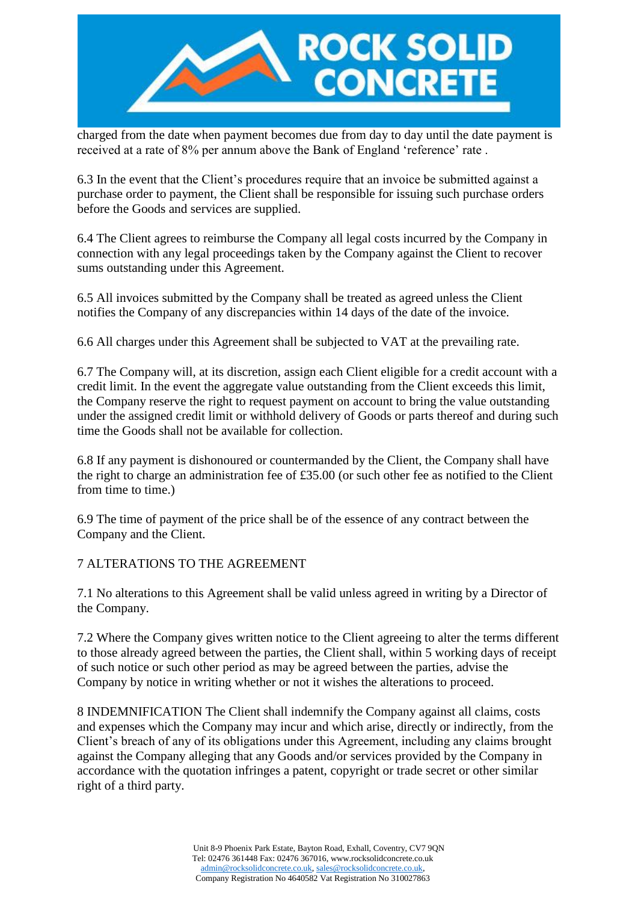charged from the date when payment becomes due from day to day until the date payment is received at a rate of 8% per annum above the Bank of England 'reference' rate .

6.3 In the event that the Client's procedures require that an invoice be submitted against a purchase order to payment, the Client shall be responsible for issuing such purchase orders before the Goods and services are supplied.

6.4 The Client agrees to reimburse the Company all legal costs incurred by the Company in connection with any legal proceedings taken by the Company against the Client to recover sums outstanding under this Agreement.

6.5 All invoices submitted by the Company shall be treated as agreed unless the Client notifies the Company of any discrepancies within 14 days of the date of the invoice.

6.6 All charges under this Agreement shall be subjected to VAT at the prevailing rate.

6.7 The Company will, at its discretion, assign each Client eligible for a credit account with a credit limit. In the event the aggregate value outstanding from the Client exceeds this limit, the Company reserve the right to request payment on account to bring the value outstanding under the assigned credit limit or withhold delivery of Goods or parts thereof and during such time the Goods shall not be available for collection.

6.8 If any payment is dishonoured or countermanded by the Client, the Company shall have the right to charge an administration fee of £35.00 (or such other fee as notified to the Client from time to time.)

6.9 The time of payment of the price shall be of the essence of any contract between the Company and the Client.

## 7 ALTERATIONS TO THE AGREEMENT

7.1 No alterations to this Agreement shall be valid unless agreed in writing by a Director of the Company.

7.2 Where the Company gives written notice to the Client agreeing to alter the terms different to those already agreed between the parties, the Client shall, within 5 working days of receipt of such notice or such other period as may be agreed between the parties, advise the Company by notice in writing whether or not it wishes the alterations to proceed.

8 INDEMNIFICATION The Client shall indemnify the Company against all claims, costs and expenses which the Company may incur and which arise, directly or indirectly, from the Client's breach of any of its obligations under this Agreement, including any claims brought against the Company alleging that any Goods and/or services provided by the Company in accordance with the quotation infringes a patent, copyright or trade secret or other similar right of a third party.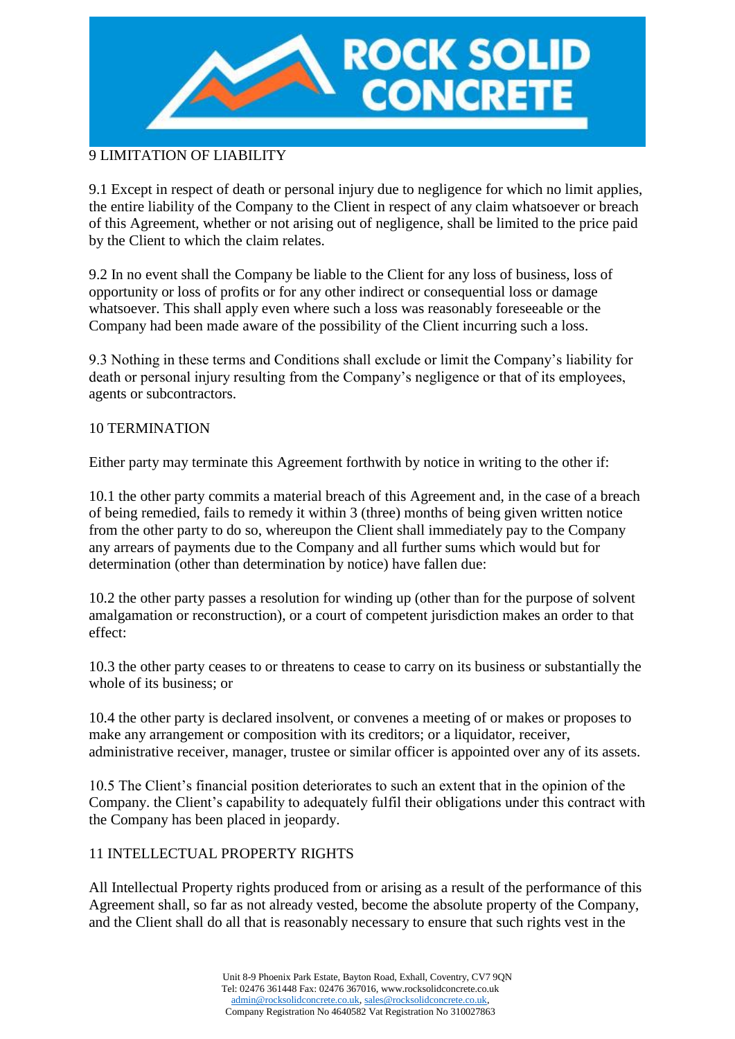## 9 LIMITATION OF LIABILITY

9.1 Except in respect of death or personal injury due to negligence for which no limit applies, the entire liability of the Company to the Client in respect of any claim whatsoever or breach of this Agreement, whether or not arising out of negligence, shall be limited to the price paid by the Client to which the claim relates.

9.2 In no event shall the Company be liable to the Client for any loss of business, loss of opportunity or loss of profits or for any other indirect or consequential loss or damage whatsoever. This shall apply even where such a loss was reasonably foreseeable or the Company had been made aware of the possibility of the Client incurring such a loss.

9.3 Nothing in these terms and Conditions shall exclude or limit the Company's liability for death or personal injury resulting from the Company's negligence or that of its employees, agents or subcontractors.

## 10 TERMINATION

Either party may terminate this Agreement forthwith by notice in writing to the other if:

10.1 the other party commits a material breach of this Agreement and, in the case of a breach of being remedied, fails to remedy it within 3 (three) months of being given written notice from the other party to do so, whereupon the Client shall immediately pay to the Company any arrears of payments due to the Company and all further sums which would but for determination (other than determination by notice) have fallen due:

10.2 the other party passes a resolution for winding up (other than for the purpose of solvent amalgamation or reconstruction), or a court of competent jurisdiction makes an order to that effect:

10.3 the other party ceases to or threatens to cease to carry on its business or substantially the whole of its business; or

10.4 the other party is declared insolvent, or convenes a meeting of or makes or proposes to make any arrangement or composition with its creditors; or a liquidator, receiver, administrative receiver, manager, trustee or similar officer is appointed over any of its assets.

10.5 The Client's financial position deteriorates to such an extent that in the opinion of the Company. the Client's capability to adequately fulfil their obligations under this contract with the Company has been placed in jeopardy.

## 11 INTELLECTUAL PROPERTY RIGHTS

All Intellectual Property rights produced from or arising as a result of the performance of this Agreement shall, so far as not already vested, become the absolute property of the Company, and the Client shall do all that is reasonably necessary to ensure that such rights vest in the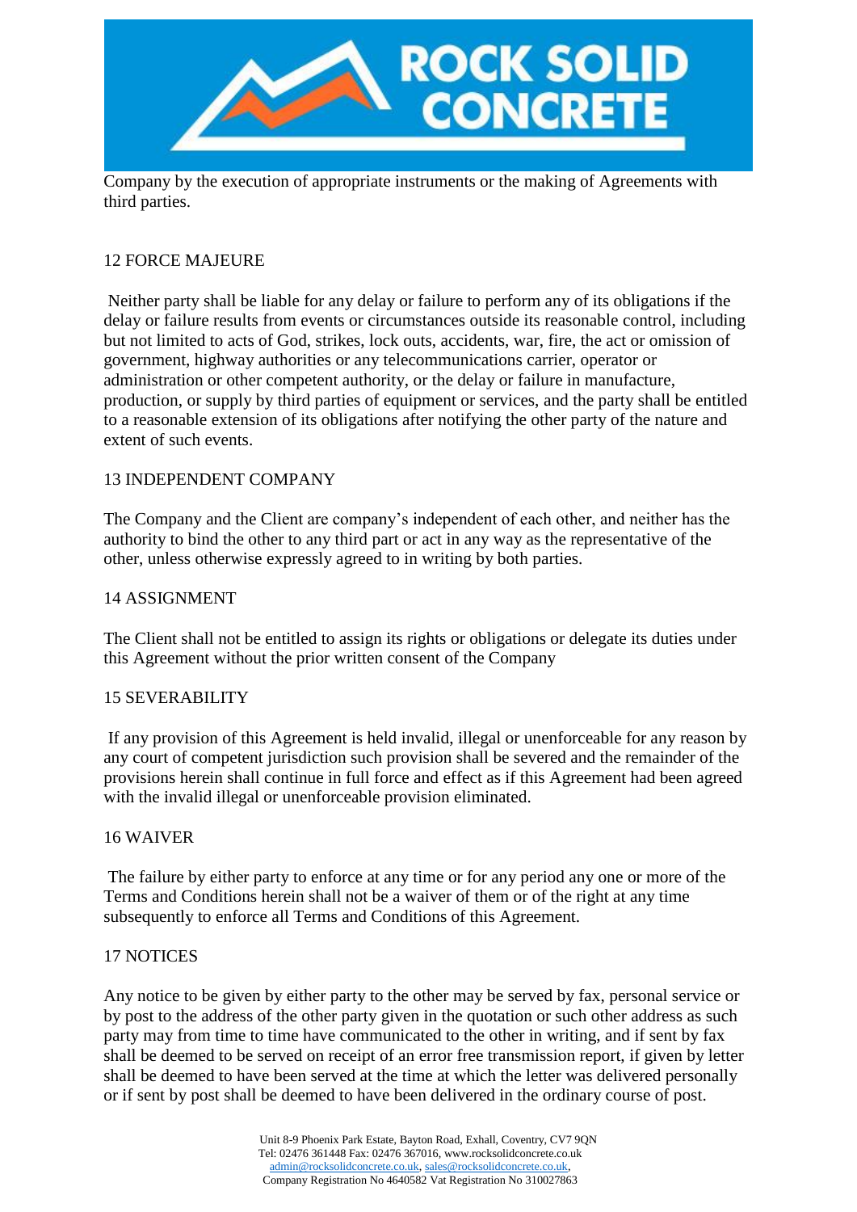Company by the execution of appropriate instruments or the making of Agreements with third parties.

12 FORCE MAJEURE

Neither party shall be liable for any delay or failure to perform any of its obligations if the delay or failure results from events or circumstances outside its reasonable control, including but not limited to acts of God, strikes, lock outs, accidents, war, fire, the act or omission of government, highway authorities or any telecommunications carrier, operator or administration or other competent authority, or the delay or failure in manufacture, production, or supply by third parties of equipment or services, and the party shall be entitled to a reasonable extension of its obligations after notifying the other party of the nature and extent of such events.

13 INDEPENDENT COMPANY

The Company and the Client are company's independent of each other, and neither has the authority to bind the other to any third part or act in any way as the representative of the other, unless otherwise expressly agreed to in writing by both parties.

14 ASSIGNMENT

The Client shall not be entitled to assign its rights or obligations or delegate its duties under this Agreement without the prior written consent of the Company

15 SEVERABILITY

If any provision of this Agreement is held invalid, illegal or unenforceable for any reason by any court of competent jurisdiction such provision shall be severed and the remainder of the provisions herein shall continue in full force and effect as if this Agreement had been agreed with the invalid illegal or unenforceable provision eliminated.

16 WAIVER

The failure by either party to enforce at any time or for any period any one or more of the Terms and Conditions herein shall not be a waiver of them or of the right at any time subsequently to enforce all Terms and Conditions of this Agreement.

17 NOTICES

Any notice to be given by either party to the other may be served by fax, personal service or by post to the address of the other party given in the quotation or such other address as such party may from time to time have communicated to the other in writing, and if sent by fax shall be deemed to be served on receipt of an error free transmission report, if given by letter shall be deemed to have been served at the time at which the letter was delivered personally or if sent by post shall be deemed to have been delivered in the ordinary course of post.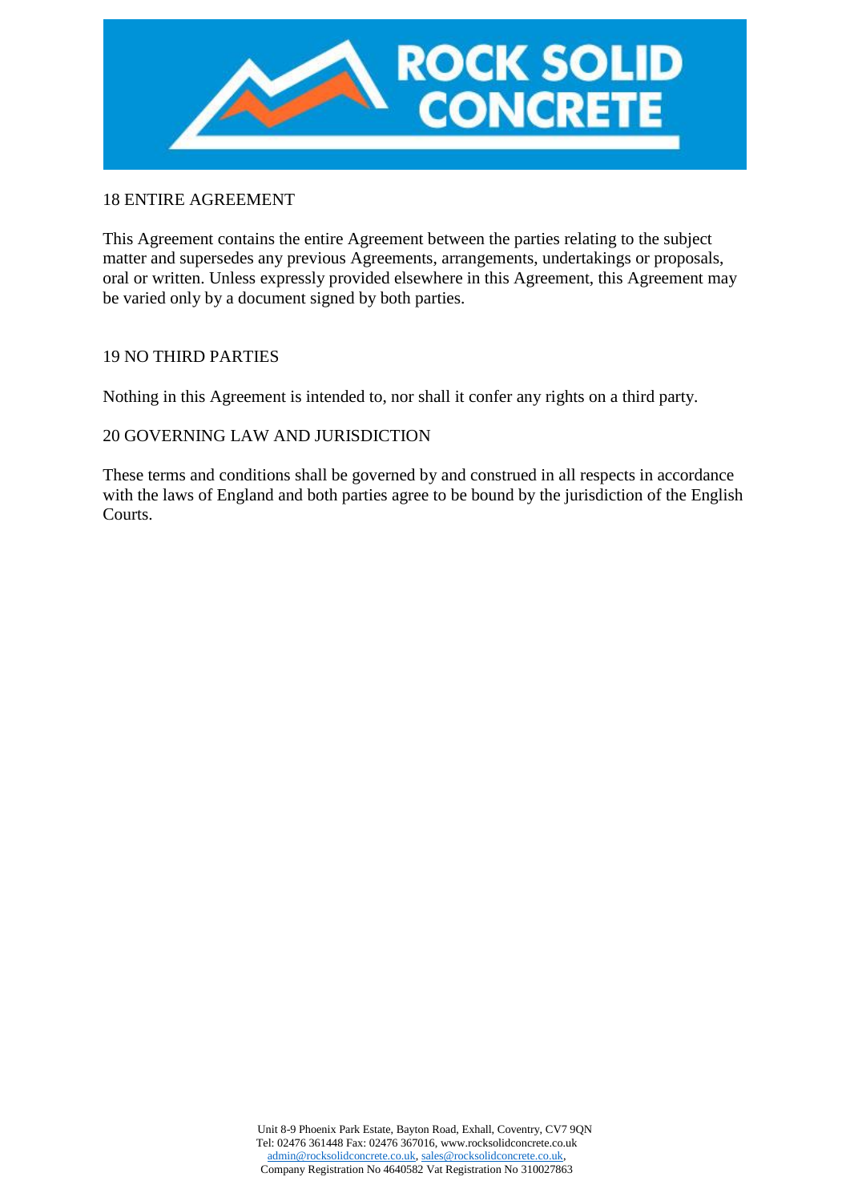## 18 ENTIRE AGREEMENT

This Agreement contains the entire Agreement between the parties relating to the subject matter and supersedes any previous Agreements, arrangements, undertakings or proposals, oral or written. Unless expressly provided elsewhere in this Agreement, this Agreement may be varied only by a document signed by both parties.

## 19 NO THIRD PARTIES

Nothing in this Agreement is intended to, nor shall it confer any rights on a third party.

## 20 GOVERNING LAW AND JURISDICTION

These terms and conditions shall be governed by and construed in all respects in accordance with the laws of England and both parties agree to be bound by the jurisdiction of the English Courts.